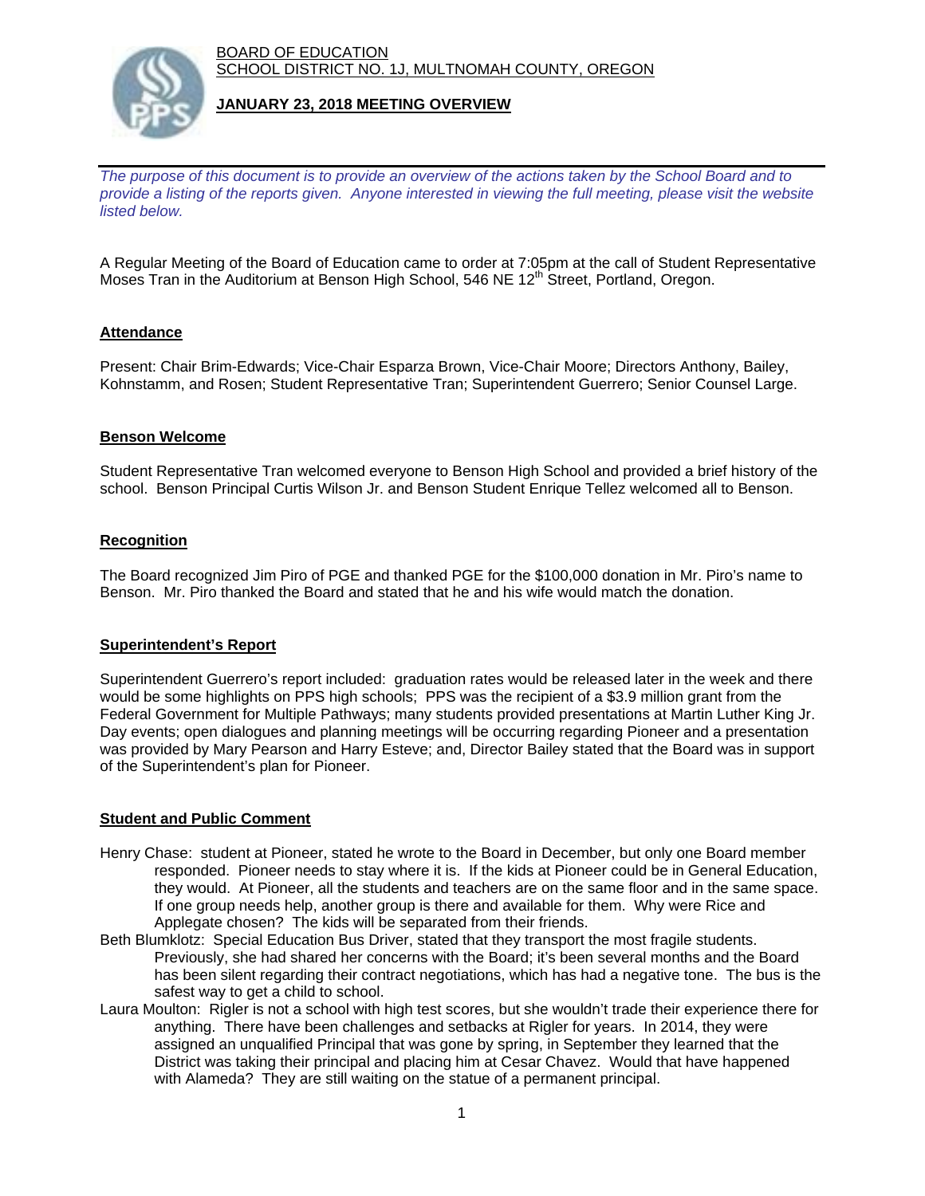BOARD OF EDUCATION
SCHOOL DISTRICT NO. 1J, MULTNOMAH COUNTY, OREGON

**JANUARY 23, 2018 MEETING OVERVIEW**

*The purpose of this document is to provide an overview of the actions taken by the School Board and to provide a listing of the reports given. Anyone interested in viewing the full meeting, please visit the website listed below.*

A Regular Meeting of the Board of Education came to order at 7:05pm at the call of Student Representative Moses Tran in the Auditorium at Benson High School, 546 NE 12th Street, Portland, Oregon.

**Attendance**

Present: Chair Brim-Edwards; Vice-Chair Esparza Brown, Vice-Chair Moore; Directors Anthony, Bailey, Kohnstamm, and Rosen; Student Representative Tran; Superintendent Guerrero; Senior Counsel Large.

**Benson Welcome**

Student Representative Tran welcomed everyone to Benson High School and provided a brief history of the school. Benson Principal Curtis Wilson Jr. and Benson Student Enrique Tellez welcomed all to Benson.

**Recognition**

The Board recognized Jim Piro of PGE and thanked PGE for the $100,000 donation in Mr. Piro's name to Benson. Mr. Piro thanked the Board and stated that he and his wife would match the donation.

**Superintendent's Report**

Superintendent Guerrero's report included: graduation rates would be released later in the week and there would be some highlights on PPS high schools; PPS was the recipient of a $3.9 million grant from the Federal Government for Multiple Pathways; many students provided presentations at Martin Luther King Jr. Day events; open dialogues and planning meetings will be occurring regarding Pioneer and a presentation was provided by Mary Pearson and Harry Esteve; and, Director Bailey stated that the Board was in support of the Superintendent's plan for Pioneer.

**Student and Public Comment**

Henry Chase: student at Pioneer, stated he wrote to the Board in December, but only one Board member responded. Pioneer needs to stay where it is. If the kids at Pioneer could be in General Education, they would. At Pioneer, all the students and teachers are on the same floor and in the same space. If one group needs help, another group is there and available for them. Why were Rice and Applegate chosen? The kids will be separated from their friends.

Beth Blumklotz: Special Education Bus Driver, stated that they transport the most fragile students. Previously, she had shared her concerns with the Board; it's been several months and the Board has been silent regarding their contract negotiations, which has had a negative tone. The bus is the safest way to get a child to school.

Laura Moulton: Rigler is not a school with high test scores, but she wouldn't trade their experience there for anything. There have been challenges and setbacks at Rigler for years. In 2014, they were assigned an unqualified Principal that was gone by spring, in September they learned that the District was taking their principal and placing him at Cesar Chavez. Would that have happened with Alameda? They are still waiting on the statue of a permanent principal.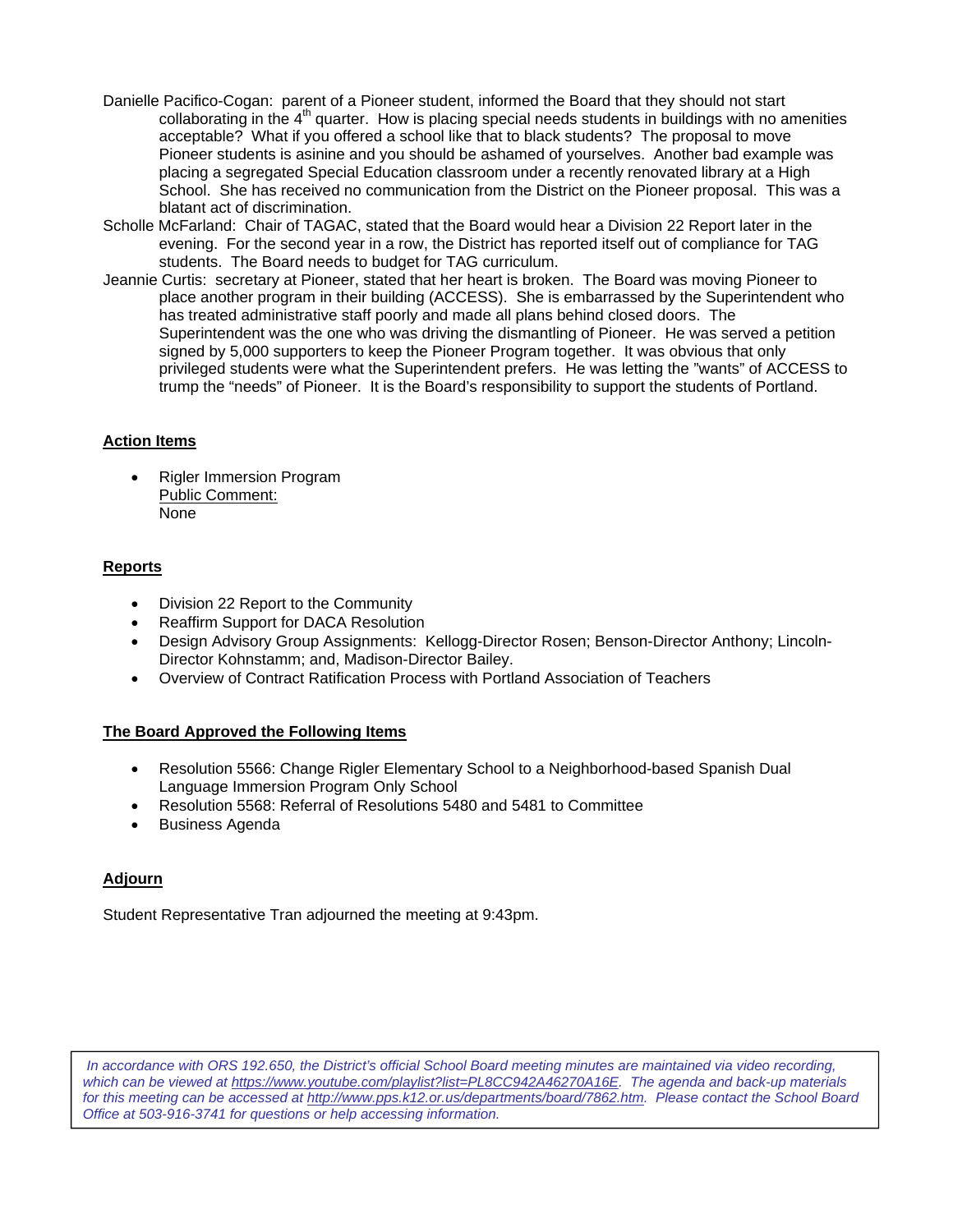Danielle Pacifico-Cogan: parent of a Pioneer student, informed the Board that they should not start collaborating in the 4th quarter. How is placing special needs students in buildings with no amenities acceptable? What if you offered a school like that to black students? The proposal to move Pioneer students is asinine and you should be ashamed of yourselves. Another bad example was placing a segregated Special Education classroom under a recently renovated library at a High School. She has received no communication from the District on the Pioneer proposal. This was a blatant act of discrimination.

Scholle McFarland: Chair of TAGAC, stated that the Board would hear a Division 22 Report later in the evening. For the second year in a row, the District has reported itself out of compliance for TAG students. The Board needs to budget for TAG curriculum.

Jeannie Curtis: secretary at Pioneer, stated that her heart is broken. The Board was moving Pioneer to place another program in their building (ACCESS). She is embarrassed by the Superintendent who has treated administrative staff poorly and made all plans behind closed doors. The Superintendent was the one who was driving the dismantling of Pioneer. He was served a petition signed by 5,000 supporters to keep the Pioneer Program together. It was obvious that only privileged students were what the Superintendent prefers. He was letting the "wants" of ACCESS to trump the "needs" of Pioneer. It is the Board's responsibility to support the students of Portland.

## Action Items

- Rigler Immersion Program
  Public Comment:
  None

## Reports

- Division 22 Report to the Community
- Reaffirm Support for DACA Resolution
- Design Advisory Group Assignments: Kellogg-Director Rosen; Benson-Director Anthony; Lincoln-Director Kohnstamm; and, Madison-Director Bailey.
- Overview of Contract Ratification Process with Portland Association of Teachers

## The Board Approved the Following Items

- Resolution 5566: Change Rigler Elementary School to a Neighborhood-based Spanish Dual Language Immersion Program Only School
- Resolution 5568: Referral of Resolutions 5480 and 5481 to Committee
- Business Agenda

## Adjourn

Student Representative Tran adjourned the meeting at 9:43pm.

*In accordance with ORS 192.650, the District's official School Board meeting minutes are maintained via video recording, which can be viewed at https://www.youtube.com/playlist?list=PL8CC942A46270A16E. The agenda and back-up materials for this meeting can be accessed at http://www.pps.k12.or.us/departments/board/7862.htm. Please contact the School Board Office at 503-916-3741 for questions or help accessing information.*